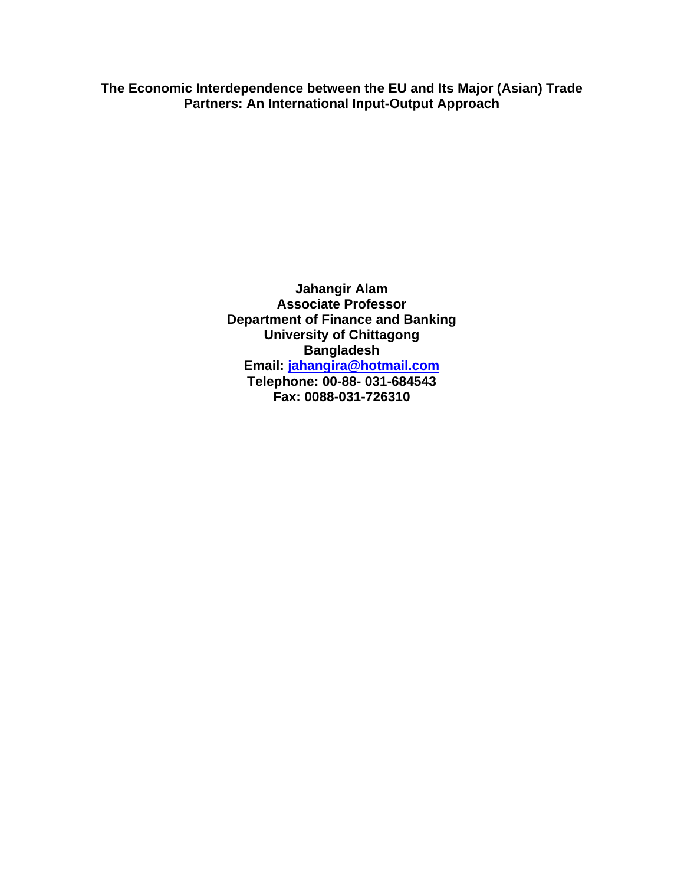# The Economic Interdependence between the EU and Its Major (Asian) Trade Partners: An International Input-Output Approach

**Jahangir Alam**
**Associate Professor**
**Department of Finance and Banking**
**University of Chittagong**
**Bangladesh**
**Email: jahangira@hotmail.com**
**Telephone: 00-88- 031-684543**
**Fax: 0088-031-726310**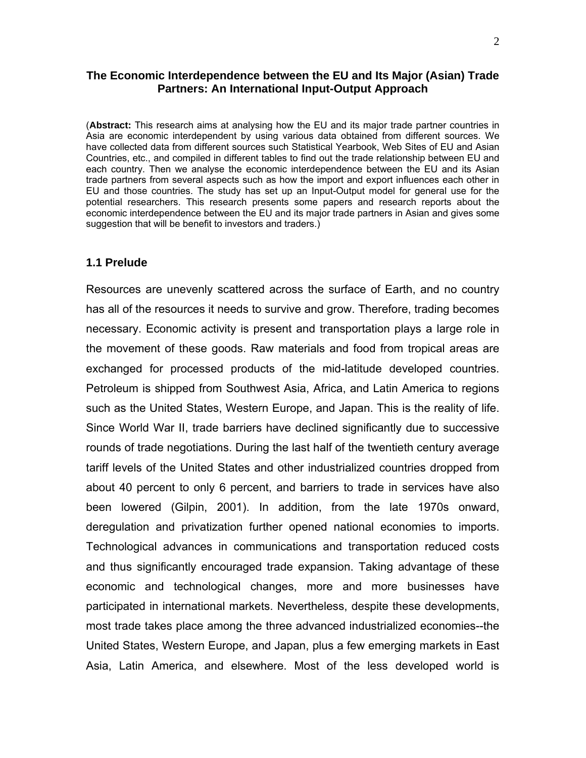**The Economic Interdependence between the EU and Its Major (Asian) Trade Partners: An International Input-Output Approach**

(**Abstract:** This research aims at analysing how the EU and its major trade partner countries in Asia are economic interdependent by using various data obtained from different sources. We have collected data from different sources such Statistical Yearbook, Web Sites of EU and Asian Countries, etc., and compiled in different tables to find out the trade relationship between EU and each country. Then we analyse the economic interdependence between the EU and its Asian trade partners from several aspects such as how the import and export influences each other in EU and those countries. The study has set up an Input-Output model for general use for the potential researchers. This research presents some papers and research reports about the economic interdependence between the EU and its major trade partners in Asian and gives some suggestion that will be benefit to investors and traders.)

### 1.1 Prelude

Resources are unevenly scattered across the surface of Earth, and no country has all of the resources it needs to survive and grow. Therefore, trading becomes necessary. Economic activity is present and transportation plays a large role in the movement of these goods. Raw materials and food from tropical areas are exchanged for processed products of the mid-latitude developed countries. Petroleum is shipped from Southwest Asia, Africa, and Latin America to regions such as the United States, Western Europe, and Japan. This is the reality of life. Since World War II, trade barriers have declined significantly due to successive rounds of trade negotiations. During the last half of the twentieth century average tariff levels of the United States and other industrialized countries dropped from about 40 percent to only 6 percent, and barriers to trade in services have also been lowered (Gilpin, 2001). In addition, from the late 1970s onward, deregulation and privatization further opened national economies to imports. Technological advances in communications and transportation reduced costs and thus significantly encouraged trade expansion. Taking advantage of these economic and technological changes, more and more businesses have participated in international markets. Nevertheless, despite these developments, most trade takes place among the three advanced industrialized economies--the United States, Western Europe, and Japan, plus a few emerging markets in East Asia, Latin America, and elsewhere. Most of the less developed world is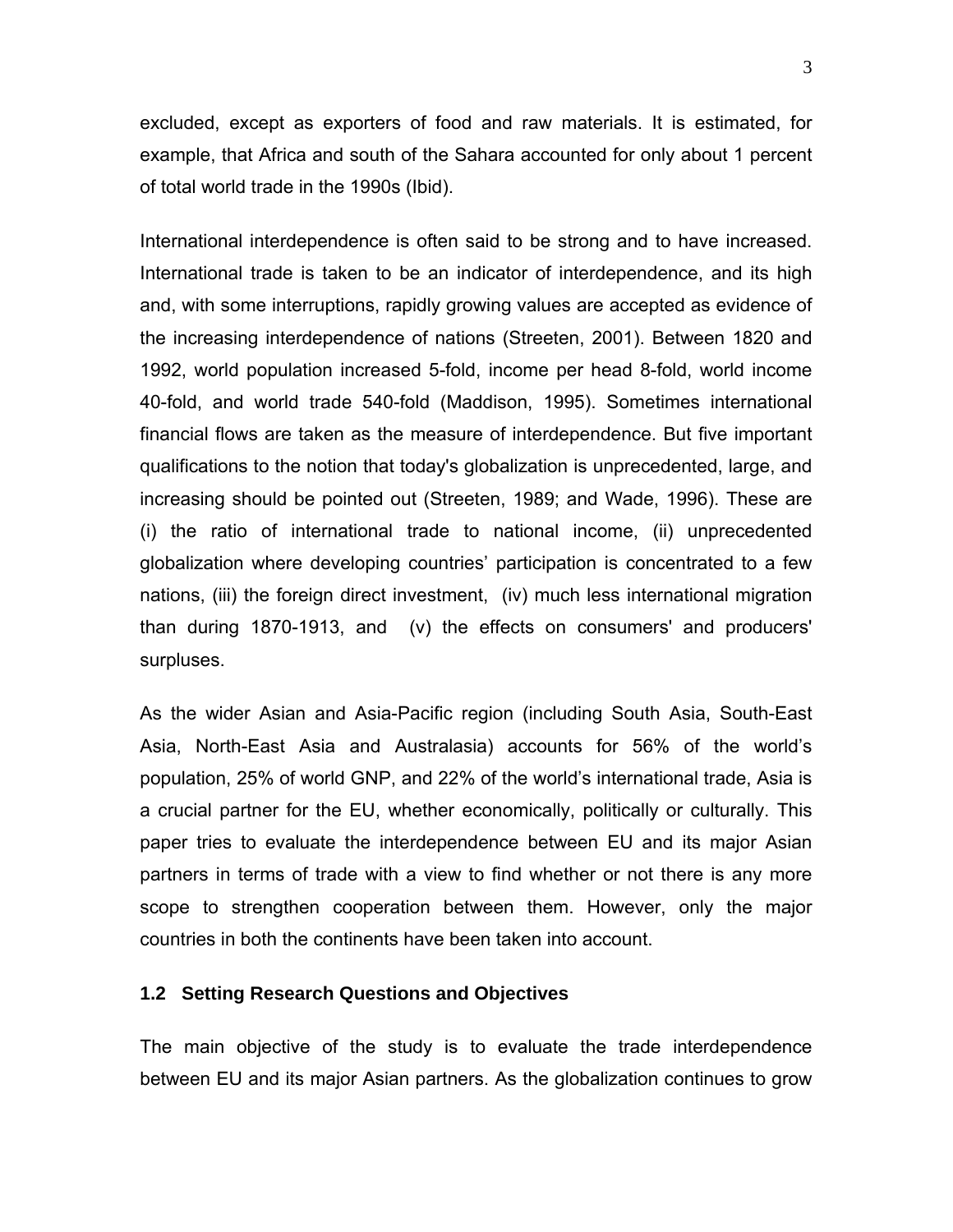excluded, except as exporters of food and raw materials. It is estimated, for example, that Africa and south of the Sahara accounted for only about 1 percent of total world trade in the 1990s (Ibid).

International interdependence is often said to be strong and to have increased. International trade is taken to be an indicator of interdependence, and its high and, with some interruptions, rapidly growing values are accepted as evidence of the increasing interdependence of nations (Streeten, 2001). Between 1820 and 1992, world population increased 5-fold, income per head 8-fold, world income 40-fold, and world trade 540-fold (Maddison, 1995). Sometimes international financial flows are taken as the measure of interdependence. But five important qualifications to the notion that today's globalization is unprecedented, large, and increasing should be pointed out (Streeten, 1989; and Wade, 1996). These are (i) the ratio of international trade to national income, (ii) unprecedented globalization where developing countries' participation is concentrated to a few nations, (iii) the foreign direct investment, (iv) much less international migration than during 1870-1913, and (v) the effects on consumers' and producers' surpluses.

As the wider Asian and Asia-Pacific region (including South Asia, South-East Asia, North-East Asia and Australasia) accounts for 56% of the world's population, 25% of world GNP, and 22% of the world's international trade, Asia is a crucial partner for the EU, whether economically, politically or culturally. This paper tries to evaluate the interdependence between EU and its major Asian partners in terms of trade with a view to find whether or not there is any more scope to strengthen cooperation between them. However, only the major countries in both the continents have been taken into account.

### 1.2 Setting Research Questions and Objectives

The main objective of the study is to evaluate the trade interdependence between EU and its major Asian partners. As the globalization continues to grow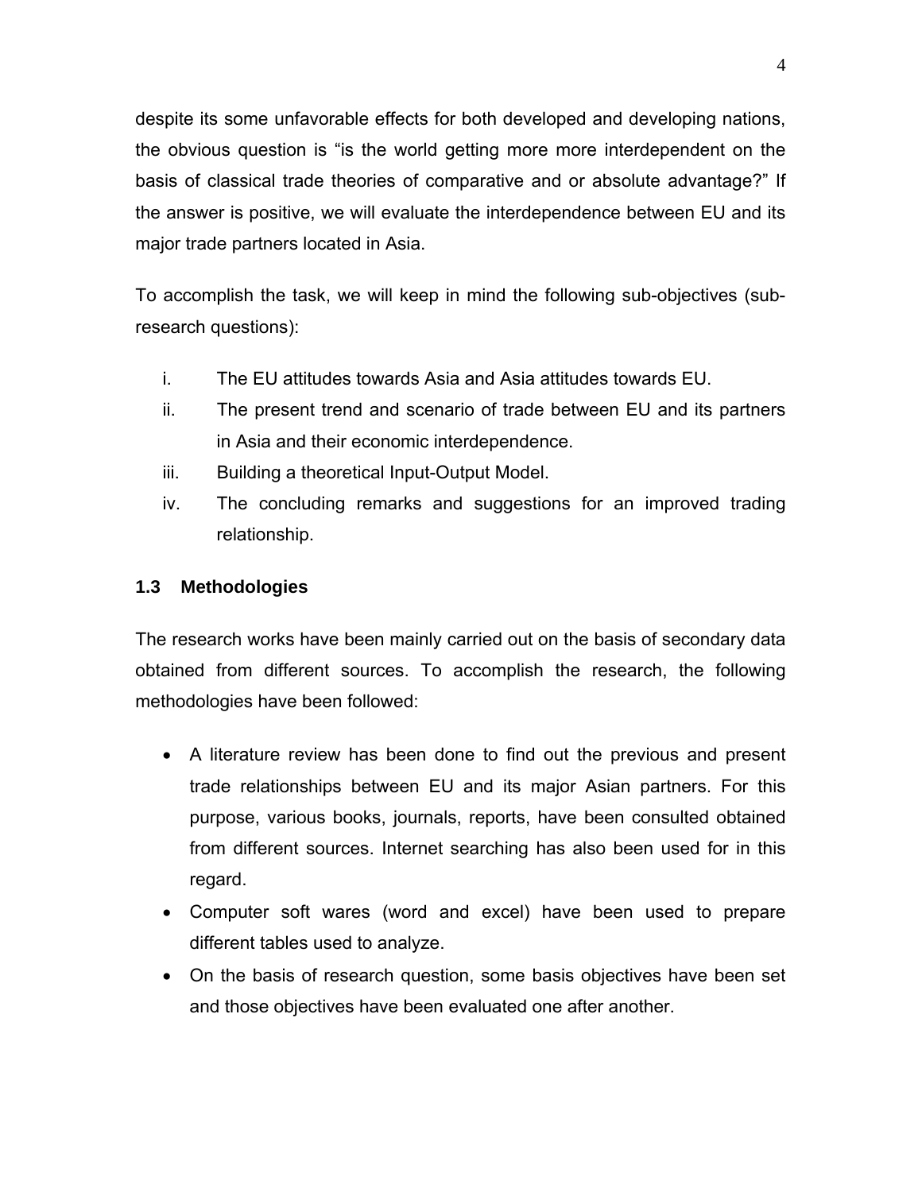despite its some unfavorable effects for both developed and developing nations, the obvious question is "is the world getting more more interdependent on the basis of classical trade theories of comparative and or absolute advantage?" If the answer is positive, we will evaluate the interdependence between EU and its major trade partners located in Asia.

To accomplish the task, we will keep in mind the following sub-objectives (sub-research questions):

i. The EU attitudes towards Asia and Asia attitudes towards EU.
ii. The present trend and scenario of trade between EU and its partners in Asia and their economic interdependence.
iii. Building a theoretical Input-Output Model.
iv. The concluding remarks and suggestions for an improved trading relationship.

### 1.3 Methodologies

The research works have been mainly carried out on the basis of secondary data obtained from different sources. To accomplish the research, the following methodologies have been followed:

- A literature review has been done to find out the previous and present trade relationships between EU and its major Asian partners. For this purpose, various books, journals, reports, have been consulted obtained from different sources. Internet searching has also been used for in this regard.
- Computer soft wares (word and excel) have been used to prepare different tables used to analyze.
- On the basis of research question, some basis objectives have been set and those objectives have been evaluated one after another.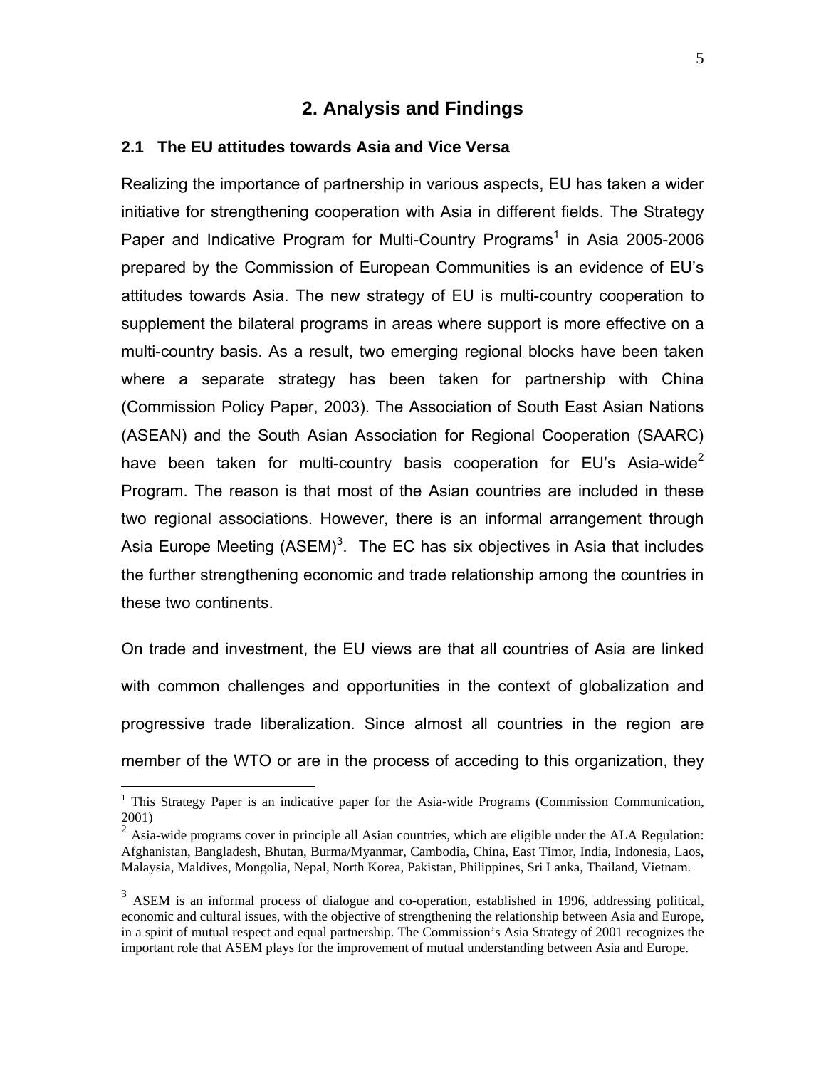# 2. Analysis and Findings

## 2.1 The EU attitudes towards Asia and Vice Versa

Realizing the importance of partnership in various aspects, EU has taken a wider initiative for strengthening cooperation with Asia in different fields. The Strategy Paper and Indicative Program for Multi-Country Programs[1] in Asia 2005-2006 prepared by the Commission of European Communities is an evidence of EU's attitudes towards Asia. The new strategy of EU is multi-country cooperation to supplement the bilateral programs in areas where support is more effective on a multi-country basis. As a result, two emerging regional blocks have been taken where a separate strategy has been taken for partnership with China (Commission Policy Paper, 2003). The Association of South East Asian Nations (ASEAN) and the South Asian Association for Regional Cooperation (SAARC) have been taken for multi-country basis cooperation for EU's Asia-wide[2] Program. The reason is that most of the Asian countries are included in these two regional associations. However, there is an informal arrangement through Asia Europe Meeting (ASEM)[3]. The EC has six objectives in Asia that includes the further strengthening economic and trade relationship among the countries in these two continents.

On trade and investment, the EU views are that all countries of Asia are linked with common challenges and opportunities in the context of globalization and progressive trade liberalization. Since almost all countries in the region are member of the WTO or are in the process of acceding to this organization, they

---

[1] This Strategy Paper is an indicative paper for the Asia-wide Programs (Commission Communication, 2001)

[2] Asia-wide programs cover in principle all Asian countries, which are eligible under the ALA Regulation: Afghanistan, Bangladesh, Bhutan, Burma/Myanmar, Cambodia, China, East Timor, India, Indonesia, Laos, Malaysia, Maldives, Mongolia, Nepal, North Korea, Pakistan, Philippines, Sri Lanka, Thailand, Vietnam.

[3] ASEM is an informal process of dialogue and co-operation, established in 1996, addressing political, economic and cultural issues, with the objective of strengthening the relationship between Asia and Europe, in a spirit of mutual respect and equal partnership. The Commission's Asia Strategy of 2001 recognizes the important role that ASEM plays for the improvement of mutual understanding between Asia and Europe.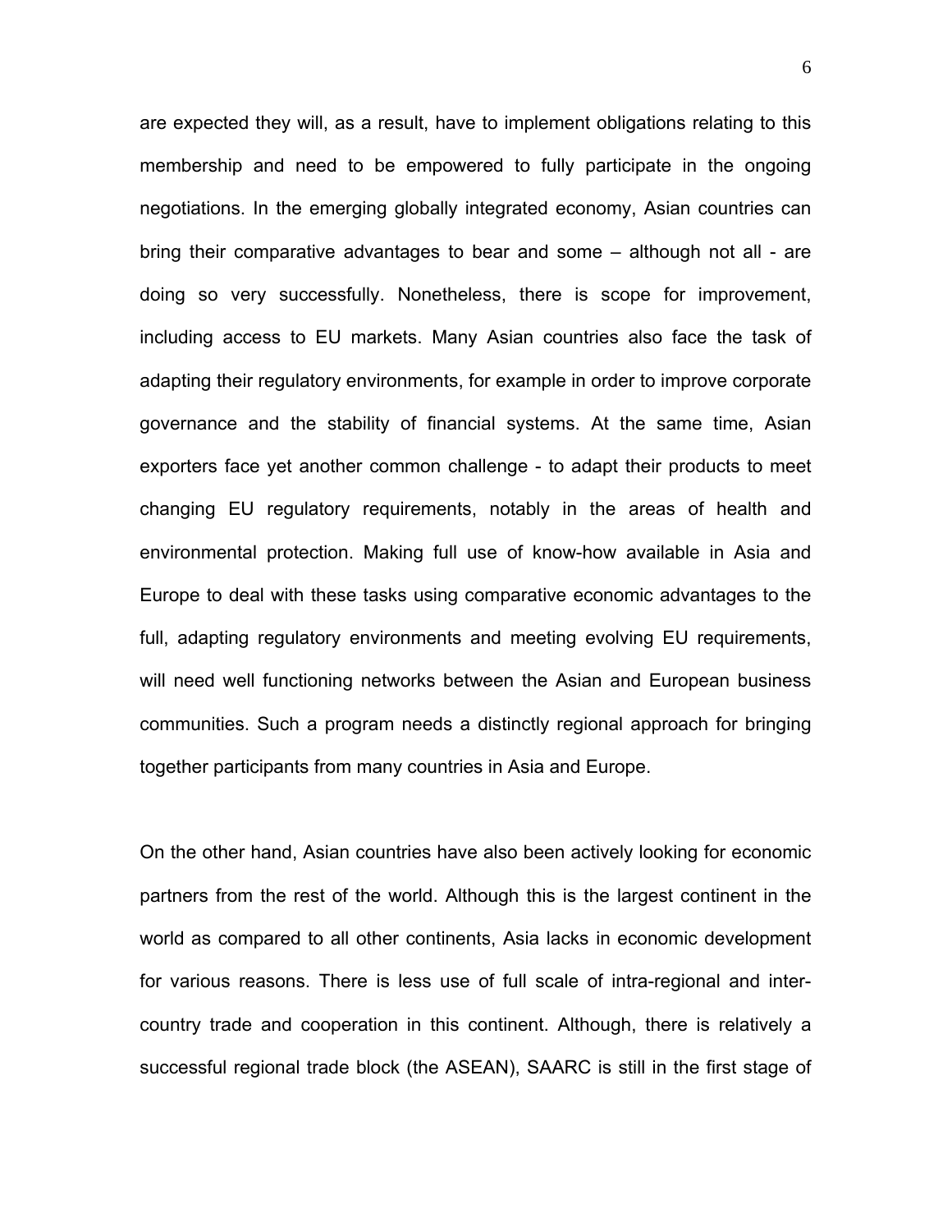are expected they will, as a result, have to implement obligations relating to this membership and need to be empowered to fully participate in the ongoing negotiations. In the emerging globally integrated economy, Asian countries can bring their comparative advantages to bear and some – although not all - are doing so very successfully. Nonetheless, there is scope for improvement, including access to EU markets. Many Asian countries also face the task of adapting their regulatory environments, for example in order to improve corporate governance and the stability of financial systems. At the same time, Asian exporters face yet another common challenge - to adapt their products to meet changing EU regulatory requirements, notably in the areas of health and environmental protection. Making full use of know-how available in Asia and Europe to deal with these tasks using comparative economic advantages to the full, adapting regulatory environments and meeting evolving EU requirements, will need well functioning networks between the Asian and European business communities. Such a program needs a distinctly regional approach for bringing together participants from many countries in Asia and Europe.

On the other hand, Asian countries have also been actively looking for economic partners from the rest of the world. Although this is the largest continent in the world as compared to all other continents, Asia lacks in economic development for various reasons. There is less use of full scale of intra-regional and inter-country trade and cooperation in this continent. Although, there is relatively a successful regional trade block (the ASEAN), SAARC is still in the first stage of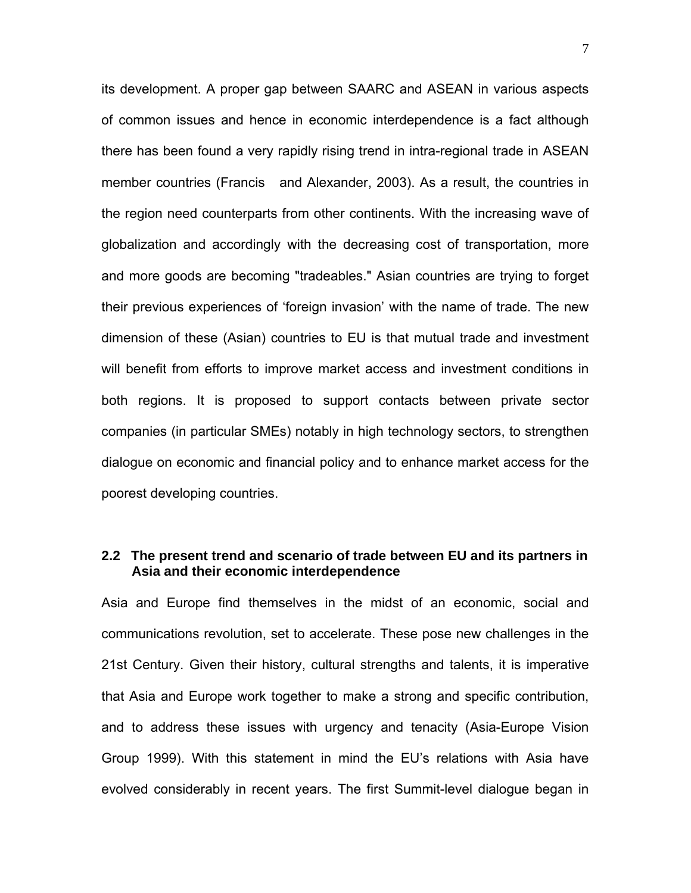its development. A proper gap between SAARC and ASEAN in various aspects of common issues and hence in economic interdependence is a fact although there has been found a very rapidly rising trend in intra-regional trade in ASEAN member countries (Francis and Alexander, 2003). As a result, the countries in the region need counterparts from other continents. With the increasing wave of globalization and accordingly with the decreasing cost of transportation, more and more goods are becoming "tradeables." Asian countries are trying to forget their previous experiences of 'foreign invasion' with the name of trade. The new dimension of these (Asian) countries to EU is that mutual trade and investment will benefit from efforts to improve market access and investment conditions in both regions. It is proposed to support contacts between private sector companies (in particular SMEs) notably in high technology sectors, to strengthen dialogue on economic and financial policy and to enhance market access for the poorest developing countries.

### 2.2 The present trend and scenario of trade between EU and its partners in Asia and their economic interdependence

Asia and Europe find themselves in the midst of an economic, social and communications revolution, set to accelerate. These pose new challenges in the 21st Century. Given their history, cultural strengths and talents, it is imperative that Asia and Europe work together to make a strong and specific contribution, and to address these issues with urgency and tenacity (Asia-Europe Vision Group 1999). With this statement in mind the EU's relations with Asia have evolved considerably in recent years. The first Summit-level dialogue began in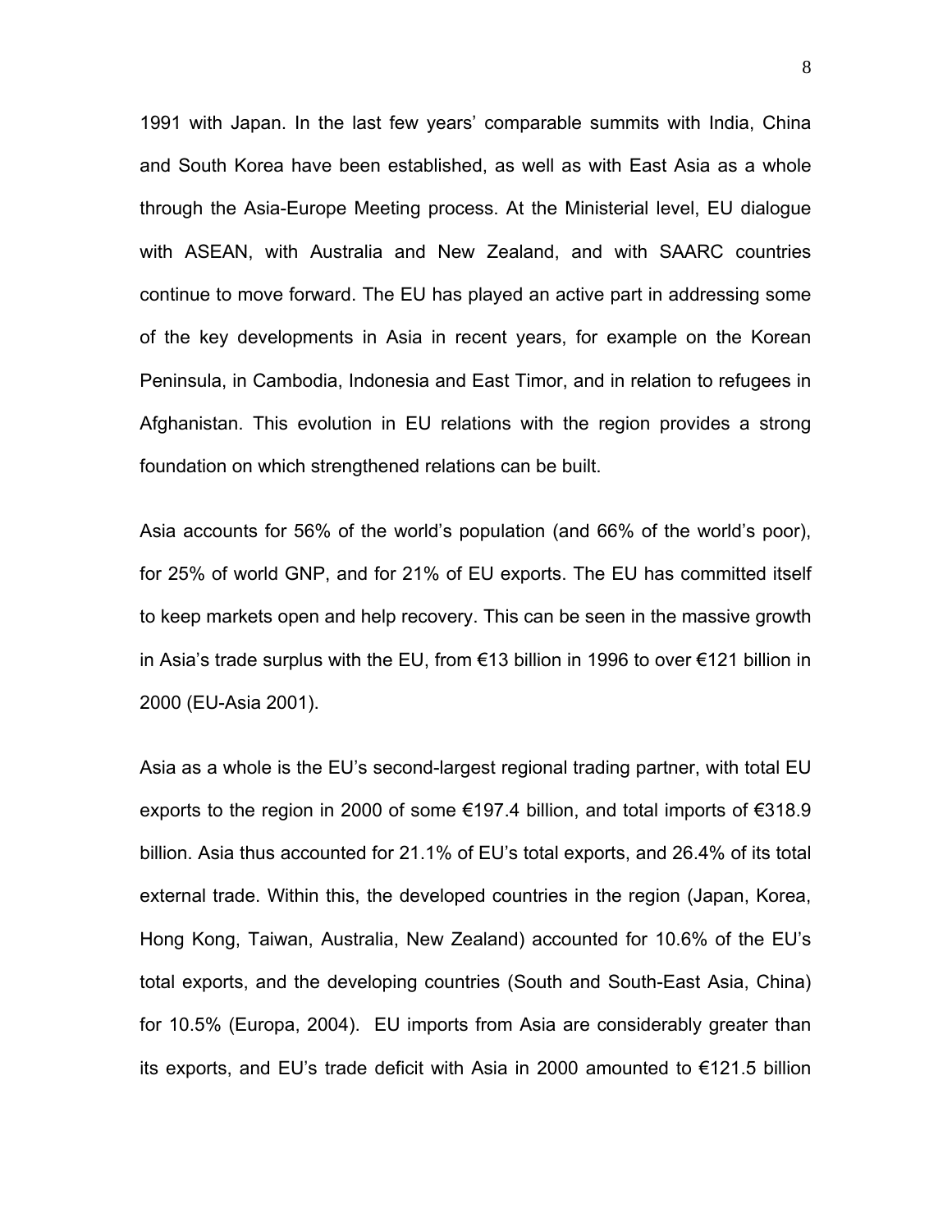1991 with Japan. In the last few years' comparable summits with India, China and South Korea have been established, as well as with East Asia as a whole through the Asia-Europe Meeting process. At the Ministerial level, EU dialogue with ASEAN, with Australia and New Zealand, and with SAARC countries continue to move forward. The EU has played an active part in addressing some of the key developments in Asia in recent years, for example on the Korean Peninsula, in Cambodia, Indonesia and East Timor, and in relation to refugees in Afghanistan. This evolution in EU relations with the region provides a strong foundation on which strengthened relations can be built.

Asia accounts for 56% of the world's population (and 66% of the world's poor), for 25% of world GNP, and for 21% of EU exports. The EU has committed itself to keep markets open and help recovery. This can be seen in the massive growth in Asia's trade surplus with the EU, from €13 billion in 1996 to over €121 billion in 2000 (EU-Asia 2001).

Asia as a whole is the EU's second-largest regional trading partner, with total EU exports to the region in 2000 of some €197.4 billion, and total imports of €318.9 billion. Asia thus accounted for 21.1% of EU's total exports, and 26.4% of its total external trade. Within this, the developed countries in the region (Japan, Korea, Hong Kong, Taiwan, Australia, New Zealand) accounted for 10.6% of the EU's total exports, and the developing countries (South and South-East Asia, China) for 10.5% (Europa, 2004). EU imports from Asia are considerably greater than its exports, and EU's trade deficit with Asia in 2000 amounted to €121.5 billion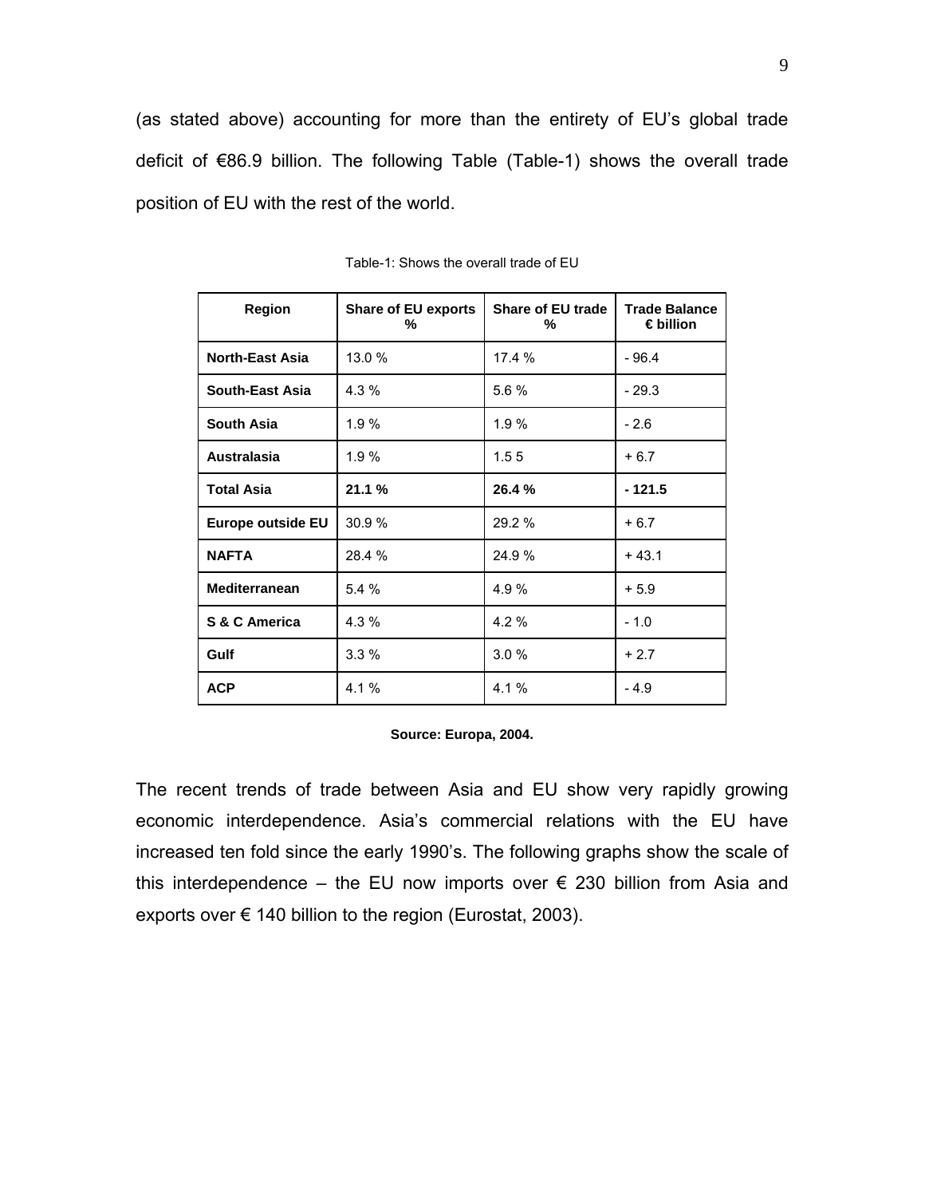(as stated above) accounting for more than the entirety of EU's global trade deficit of €86.9 billion. The following Table (Table-1) shows the overall trade position of EU with the rest of the world.

Table-1: Shows the overall trade of EU

| Region | Share of EU exports % | Share of EU trade % | Trade Balance € billion |
|---|---|---|---|
| **North-East Asia** | 13.0 % | 17.4 % | - 96.4 |
| **South-East Asia** | 4.3 % | 5.6 % | - 29.3 |
| **South Asia** | 1.9 % | 1.9 % | - 2.6 |
| **Australasia** | 1.9 % | 1.5 5 | + 6.7 |
| **Total Asia** | **21.1 %** | **26.4 %** | **- 121.5** |
| **Europe outside EU** | 30.9 % | 29.2 % | + 6.7 |
| **NAFTA** | 28.4 % | 24.9 % | + 43.1 |
| **Mediterranean** | 5.4 % | 4.9 % | + 5.9 |
| **S & C America** | 4.3 % | 4.2 % | - 1.0 |
| **Gulf** | 3.3 % | 3.0 % | + 2.7 |
| **ACP** | 4.1 % | 4.1 % | - 4.9 |

**Source: Europa, 2004.**

The recent trends of trade between Asia and EU show very rapidly growing economic interdependence. Asia's commercial relations with the EU have increased ten fold since the early 1990's. The following graphs show the scale of this interdependence – the EU now imports over € 230 billion from Asia and exports over € 140 billion to the region (Eurostat, 2003).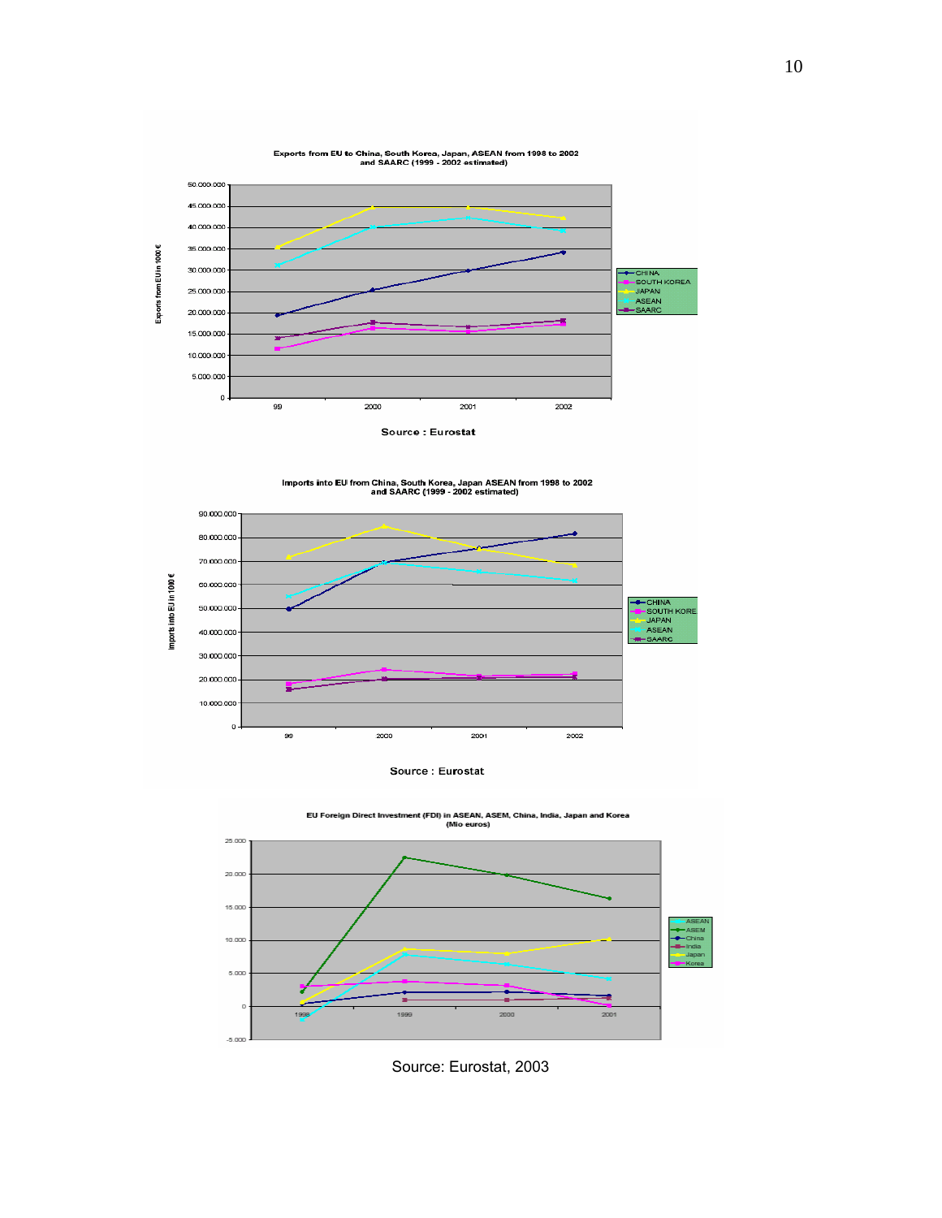**Exports from EU to China, South Korea, Japan, ASEAN from 1998 to 2002 and SAARC (1999 - 2002 estimated)**

Source : Eurostat

**Imports into EU from China, South Korea, Japan ASEAN from 1998 to 2002 and SAARC (1999 - 2002 estimated)**

Source : Eurostat

**EU Foreign Direct Investment (FDI) in ASEAN, ASEM, China, India, Japan and Korea (Mio euros)**

Source: Eurostat, 2003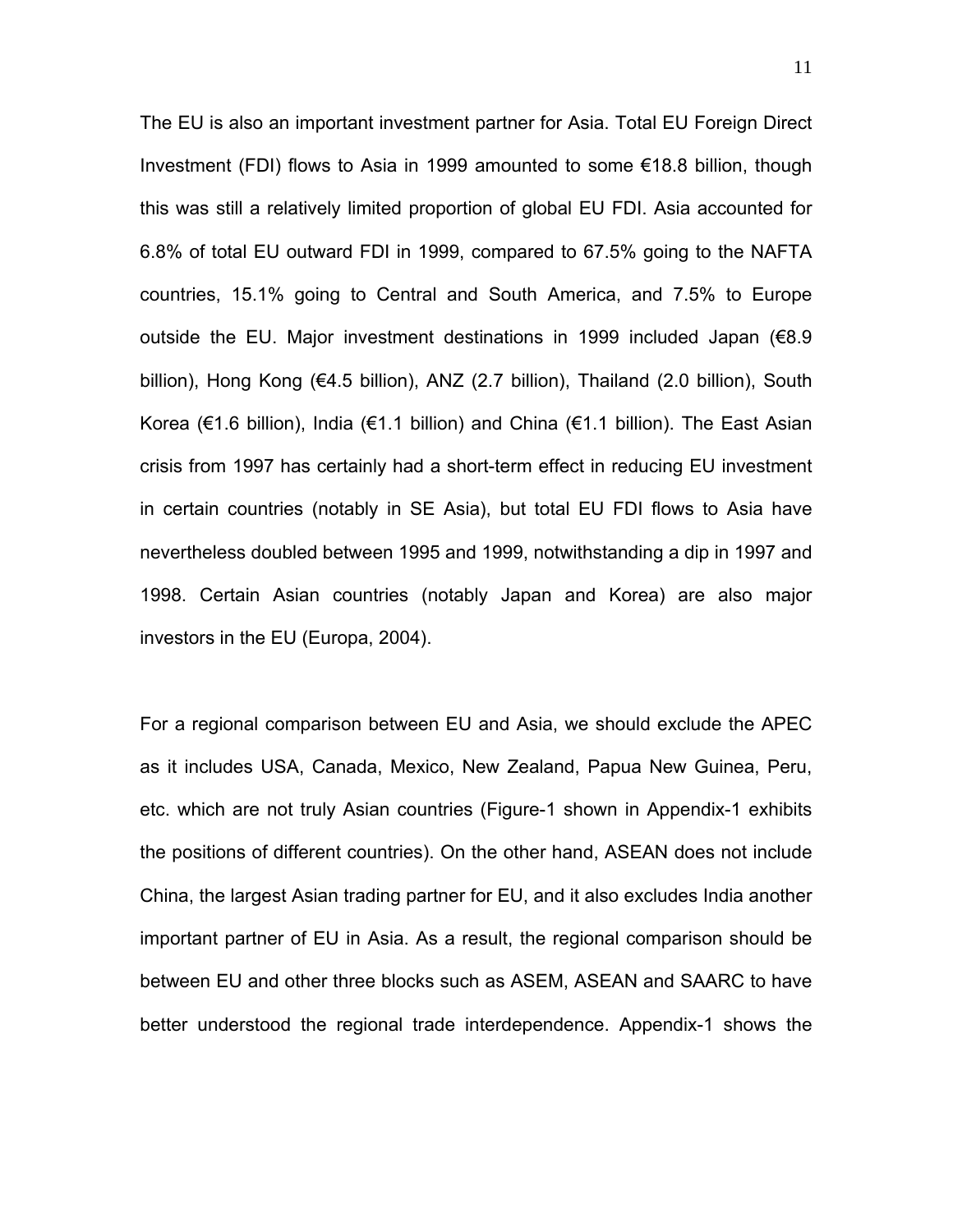The EU is also an important investment partner for Asia. Total EU Foreign Direct Investment (FDI) flows to Asia in 1999 amounted to some €18.8 billion, though this was still a relatively limited proportion of global EU FDI. Asia accounted for 6.8% of total EU outward FDI in 1999, compared to 67.5% going to the NAFTA countries, 15.1% going to Central and South America, and 7.5% to Europe outside the EU. Major investment destinations in 1999 included Japan (€8.9 billion), Hong Kong (€4.5 billion), ANZ (2.7 billion), Thailand (2.0 billion), South Korea (€1.6 billion), India (€1.1 billion) and China (€1.1 billion). The East Asian crisis from 1997 has certainly had a short-term effect in reducing EU investment in certain countries (notably in SE Asia), but total EU FDI flows to Asia have nevertheless doubled between 1995 and 1999, notwithstanding a dip in 1997 and 1998. Certain Asian countries (notably Japan and Korea) are also major investors in the EU (Europa, 2004).

For a regional comparison between EU and Asia, we should exclude the APEC as it includes USA, Canada, Mexico, New Zealand, Papua New Guinea, Peru, etc. which are not truly Asian countries (Figure-1 shown in Appendix-1 exhibits the positions of different countries). On the other hand, ASEAN does not include China, the largest Asian trading partner for EU, and it also excludes India another important partner of EU in Asia. As a result, the regional comparison should be between EU and other three blocks such as ASEM, ASEAN and SAARC to have better understood the regional trade interdependence. Appendix-1 shows the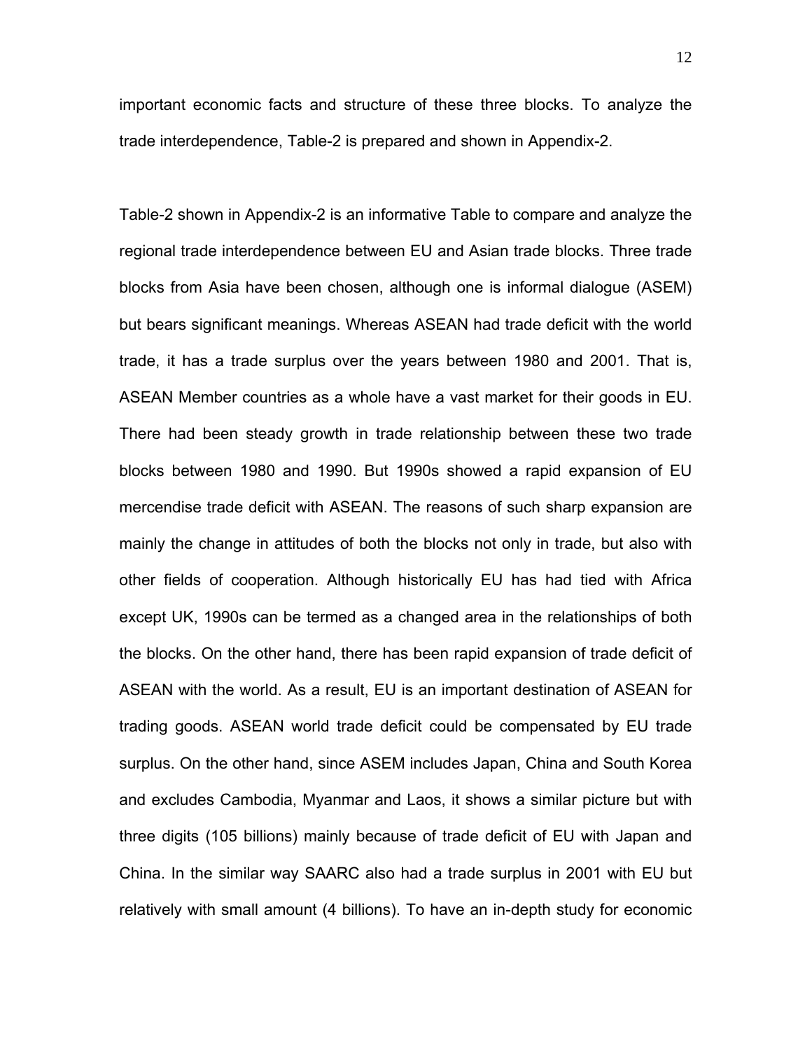important economic facts and structure of these three blocks. To analyze the trade interdependence, Table-2 is prepared and shown in Appendix-2.

Table-2 shown in Appendix-2 is an informative Table to compare and analyze the regional trade interdependence between EU and Asian trade blocks. Three trade blocks from Asia have been chosen, although one is informal dialogue (ASEM) but bears significant meanings. Whereas ASEAN had trade deficit with the world trade, it has a trade surplus over the years between 1980 and 2001. That is, ASEAN Member countries as a whole have a vast market for their goods in EU. There had been steady growth in trade relationship between these two trade blocks between 1980 and 1990. But 1990s showed a rapid expansion of EU mercendise trade deficit with ASEAN. The reasons of such sharp expansion are mainly the change in attitudes of both the blocks not only in trade, but also with other fields of cooperation. Although historically EU has had tied with Africa except UK, 1990s can be termed as a changed area in the relationships of both the blocks. On the other hand, there has been rapid expansion of trade deficit of ASEAN with the world. As a result, EU is an important destination of ASEAN for trading goods. ASEAN world trade deficit could be compensated by EU trade surplus. On the other hand, since ASEM includes Japan, China and South Korea and excludes Cambodia, Myanmar and Laos, it shows a similar picture but with three digits (105 billions) mainly because of trade deficit of EU with Japan and China. In the similar way SAARC also had a trade surplus in 2001 with EU but relatively with small amount (4 billions). To have an in-depth study for economic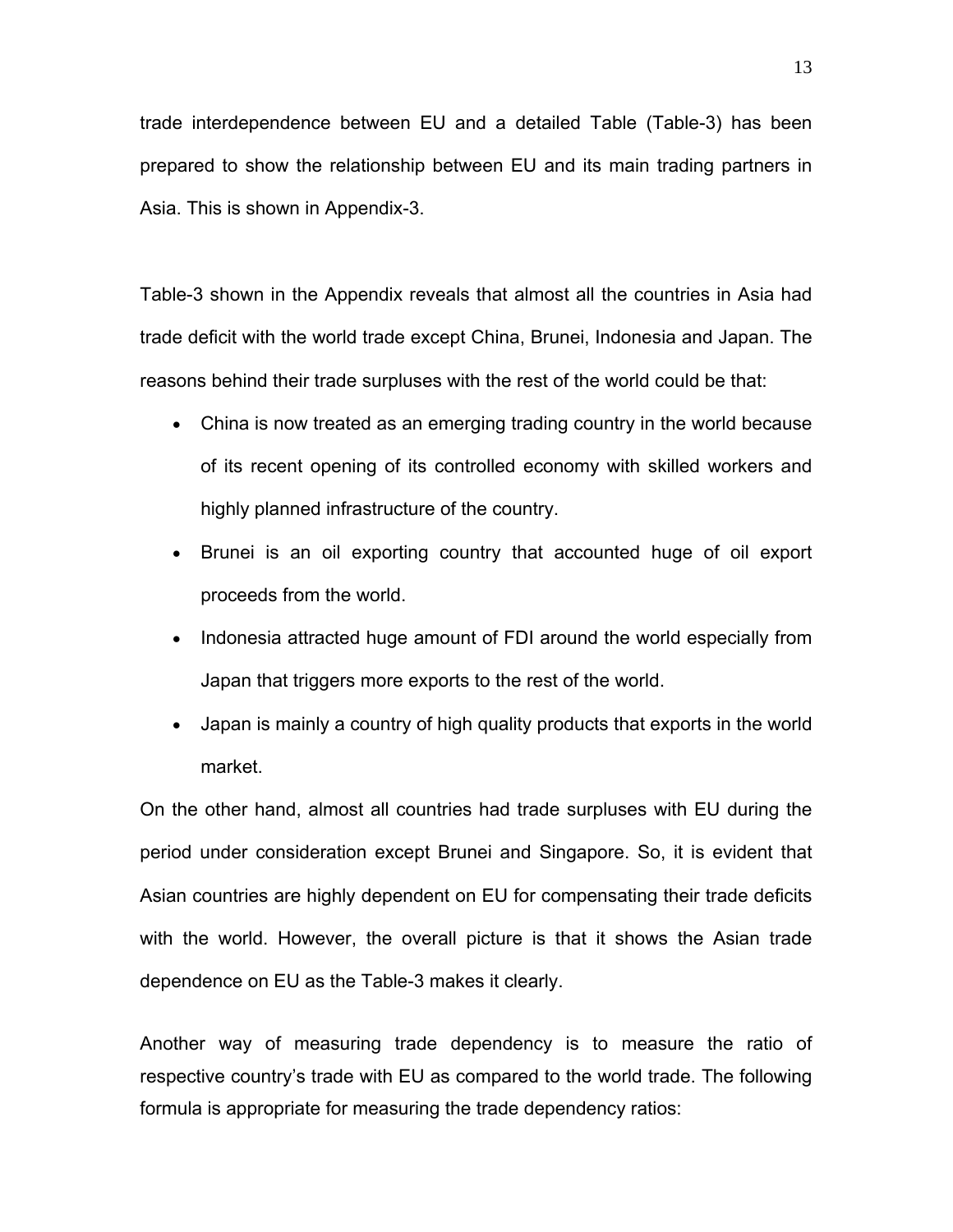trade interdependence between EU and a detailed Table (Table-3) has been prepared to show the relationship between EU and its main trading partners in Asia. This is shown in Appendix-3.

Table-3 shown in the Appendix reveals that almost all the countries in Asia had trade deficit with the world trade except China, Brunei, Indonesia and Japan. The reasons behind their trade surpluses with the rest of the world could be that:

- China is now treated as an emerging trading country in the world because of its recent opening of its controlled economy with skilled workers and highly planned infrastructure of the country.
- Brunei is an oil exporting country that accounted huge of oil export proceeds from the world.
- Indonesia attracted huge amount of FDI around the world especially from Japan that triggers more exports to the rest of the world.
- Japan is mainly a country of high quality products that exports in the world market.

On the other hand, almost all countries had trade surpluses with EU during the period under consideration except Brunei and Singapore. So, it is evident that Asian countries are highly dependent on EU for compensating their trade deficits with the world. However, the overall picture is that it shows the Asian trade dependence on EU as the Table-3 makes it clearly.

Another way of measuring trade dependency is to measure the ratio of respective country's trade with EU as compared to the world trade. The following formula is appropriate for measuring the trade dependency ratios: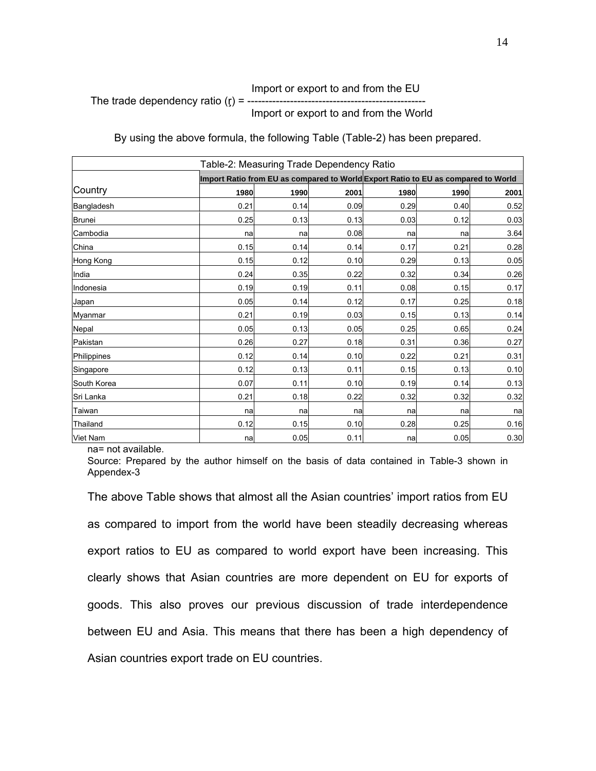The trade dependency ratio (r) = $\dfrac{\text{Import or export to and from the EU}}{\text{Import or export to and from the World}}$

By using the above formula, the following Table (Table-2) has been prepared.

Table-2: Measuring Trade Dependency Ratio

| Country | Import Ratio from EU as compared to World | | | Export Ratio to EU as compared to World | | |
|---|---|---|---|---|---|---|
| | 1980 | 1990 | 2001 | 1980 | 1990 | 2001 |
| Bangladesh | 0.21 | 0.14 | 0.09 | 0.29 | 0.40 | 0.52 |
| Brunei | 0.25 | 0.13 | 0.13 | 0.03 | 0.12 | 0.03 |
| Cambodia | na | na | 0.08 | na | na | 3.64 |
| China | 0.15 | 0.14 | 0.14 | 0.17 | 0.21 | 0.28 |
| Hong Kong | 0.15 | 0.12 | 0.10 | 0.29 | 0.13 | 0.05 |
| India | 0.24 | 0.35 | 0.22 | 0.32 | 0.34 | 0.26 |
| Indonesia | 0.19 | 0.19 | 0.11 | 0.08 | 0.15 | 0.17 |
| Japan | 0.05 | 0.14 | 0.12 | 0.17 | 0.25 | 0.18 |
| Myanmar | 0.21 | 0.19 | 0.03 | 0.15 | 0.13 | 0.14 |
| Nepal | 0.05 | 0.13 | 0.05 | 0.25 | 0.65 | 0.24 |
| Pakistan | 0.26 | 0.27 | 0.18 | 0.31 | 0.36 | 0.27 |
| Philippines | 0.12 | 0.14 | 0.10 | 0.22 | 0.21 | 0.31 |
| Singapore | 0.12 | 0.13 | 0.11 | 0.15 | 0.13 | 0.10 |
| South Korea | 0.07 | 0.11 | 0.10 | 0.19 | 0.14 | 0.13 |
| Sri Lanka | 0.21 | 0.18 | 0.22 | 0.32 | 0.32 | 0.32 |
| Taiwan | na | na | na | na | na | na |
| Thailand | 0.12 | 0.15 | 0.10 | 0.28 | 0.25 | 0.16 |
| Viet Nam | na | 0.05 | 0.11 | na | 0.05 | 0.30 |

na= not available.

Source: Prepared by the author himself on the basis of data contained in Table-3 shown in Appendex-3

The above Table shows that almost all the Asian countries' import ratios from EU as compared to import from the world have been steadily decreasing whereas export ratios to EU as compared to world export have been increasing. This clearly shows that Asian countries are more dependent on EU for exports of goods. This also proves our previous discussion of trade interdependence between EU and Asia. This means that there has been a high dependency of Asian countries export trade on EU countries.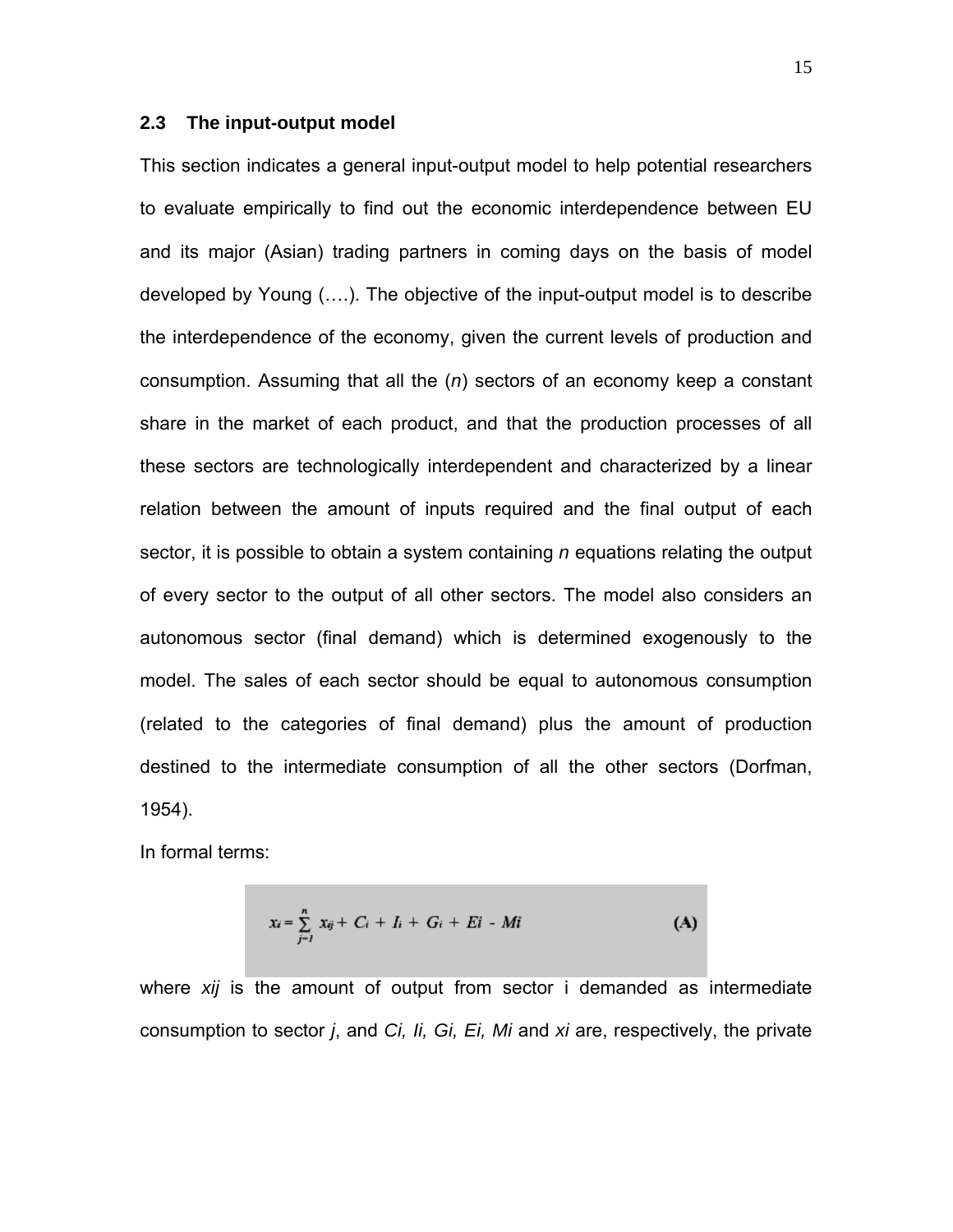## 2.3 The input-output model

This section indicates a general input-output model to help potential researchers to evaluate empirically to find out the economic interdependence between EU and its major (Asian) trading partners in coming days on the basis of model developed by Young (….). The objective of the input-output model is to describe the interdependence of the economy, given the current levels of production and consumption. Assuming that all the (*n*) sectors of an economy keep a constant share in the market of each product, and that the production processes of all these sectors are technologically interdependent and characterized by a linear relation between the amount of inputs required and the final output of each sector, it is possible to obtain a system containing *n* equations relating the output of every sector to the output of all other sectors. The model also considers an autonomous sector (final demand) which is determined exogenously to the model. The sales of each sector should be equal to autonomous consumption (related to the categories of final demand) plus the amount of production destined to the intermediate consumption of all the other sectors (Dorfman, 1954).

In formal terms:

$$x_i = \sum_{j=1}^{n} x_{ij} + C_i + I_i + G_i + E_i - M_i \qquad \textbf{(A)}$$

where $x_{ij}$ is the amount of output from sector i demanded as intermediate consumption to sector *j*, and $C_i$, $I_i$, $G_i$, $E_i$, $M_i$ and $x_i$ are, respectively, the private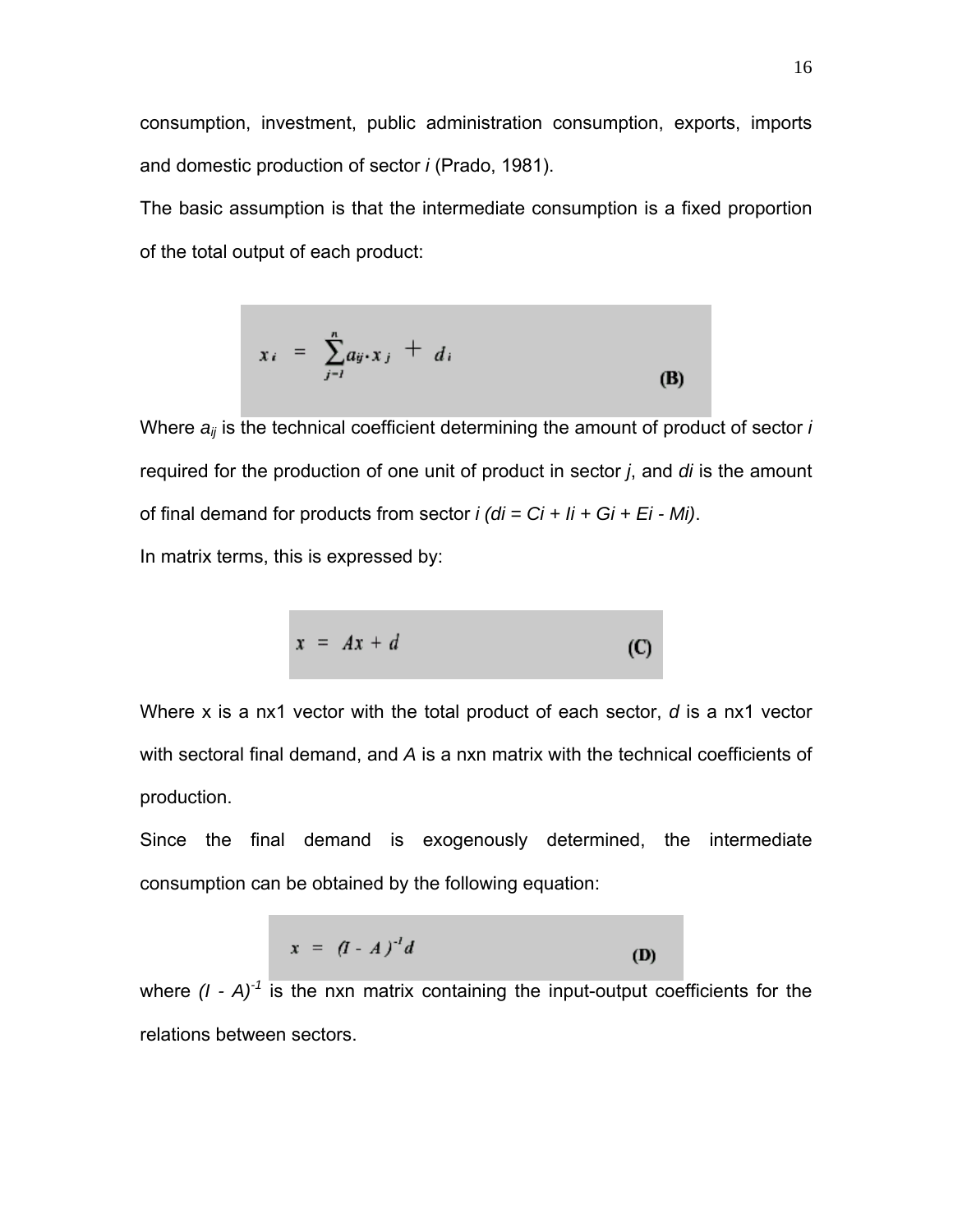consumption, investment, public administration consumption, exports, imports and domestic production of sector *i* (Prado, 1981).

The basic assumption is that the intermediate consumption is a fixed proportion of the total output of each product:

$$x_i = \sum_{j=1}^{n} a_{ij} \cdot x_j + d_i \quad \textbf{(B)}$$

Where $a_{ij}$ is the technical coefficient determining the amount of product of sector *i* required for the production of one unit of product in sector *j*, and *di* is the amount of final demand for products from sector *i* $(di = Ci + Ii + Gi + Ei - Mi)$.

In matrix terms, this is expressed by:

$$x = Ax + d \quad \textbf{(C)}$$

Where x is a nx1 vector with the total product of each sector, *d* is a nx1 vector with sectoral final demand, and *A* is a nxn matrix with the technical coefficients of production.

Since the final demand is exogenously determined, the intermediate consumption can be obtained by the following equation:

$$x = (I - A)^{-1} d \quad \textbf{(D)}$$

where $(I - A)^{-1}$ is the nxn matrix containing the input-output coefficients for the relations between sectors.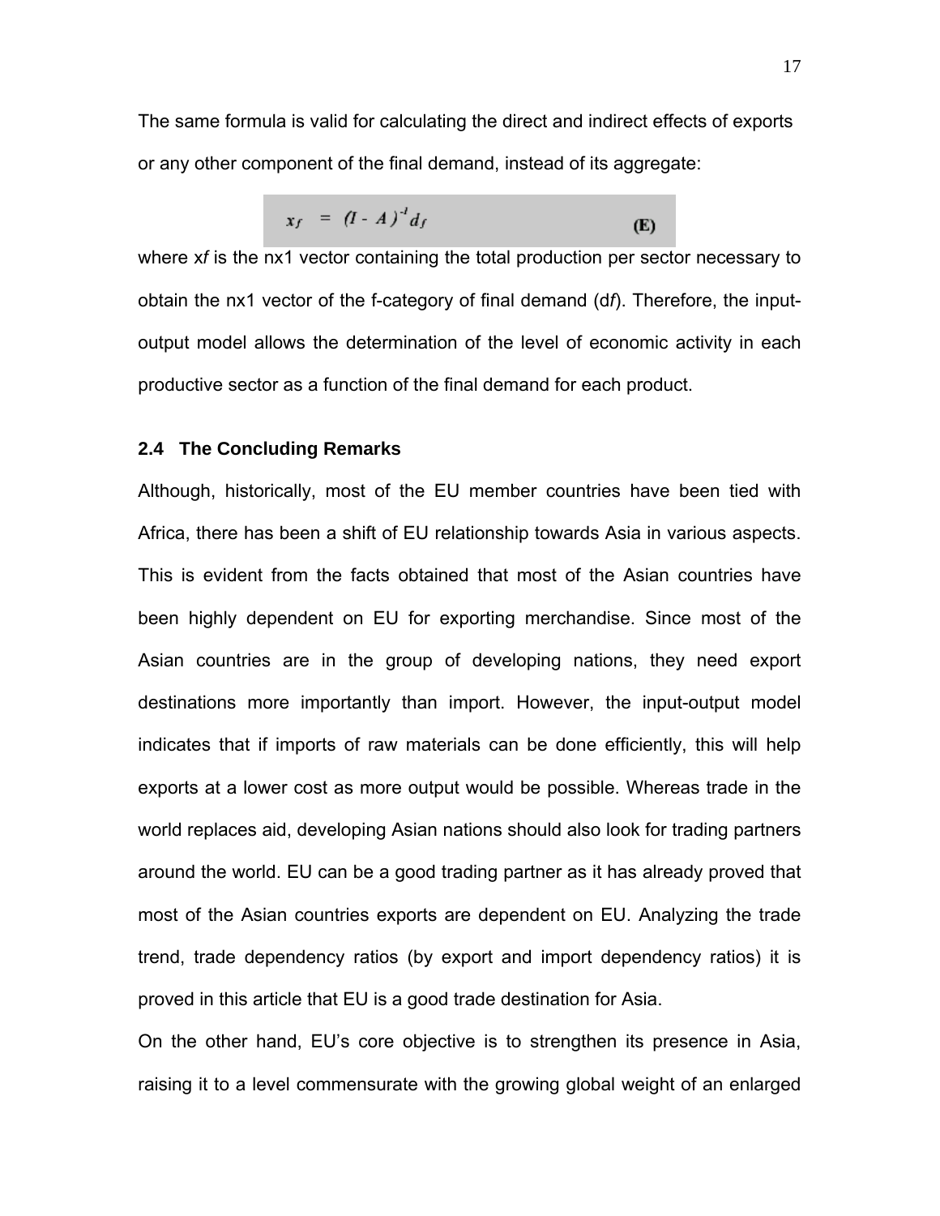The same formula is valid for calculating the direct and indirect effects of exports or any other component of the final demand, instead of its aggregate:

$$x_f = (I - A)^{-1} d_f \qquad \textbf{(E)}$$

where $x_f$ is the nx1 vector containing the total production per sector necessary to obtain the nx1 vector of the f-category of final demand ($d_f$). Therefore, the input-output model allows the determination of the level of economic activity in each productive sector as a function of the final demand for each product.

### 2.4 The Concluding Remarks

Although, historically, most of the EU member countries have been tied with Africa, there has been a shift of EU relationship towards Asia in various aspects. This is evident from the facts obtained that most of the Asian countries have been highly dependent on EU for exporting merchandise. Since most of the Asian countries are in the group of developing nations, they need export destinations more importantly than import. However, the input-output model indicates that if imports of raw materials can be done efficiently, this will help exports at a lower cost as more output would be possible. Whereas trade in the world replaces aid, developing Asian nations should also look for trading partners around the world. EU can be a good trading partner as it has already proved that most of the Asian countries exports are dependent on EU. Analyzing the trade trend, trade dependency ratios (by export and import dependency ratios) it is proved in this article that EU is a good trade destination for Asia.

On the other hand, EU's core objective is to strengthen its presence in Asia, raising it to a level commensurate with the growing global weight of an enlarged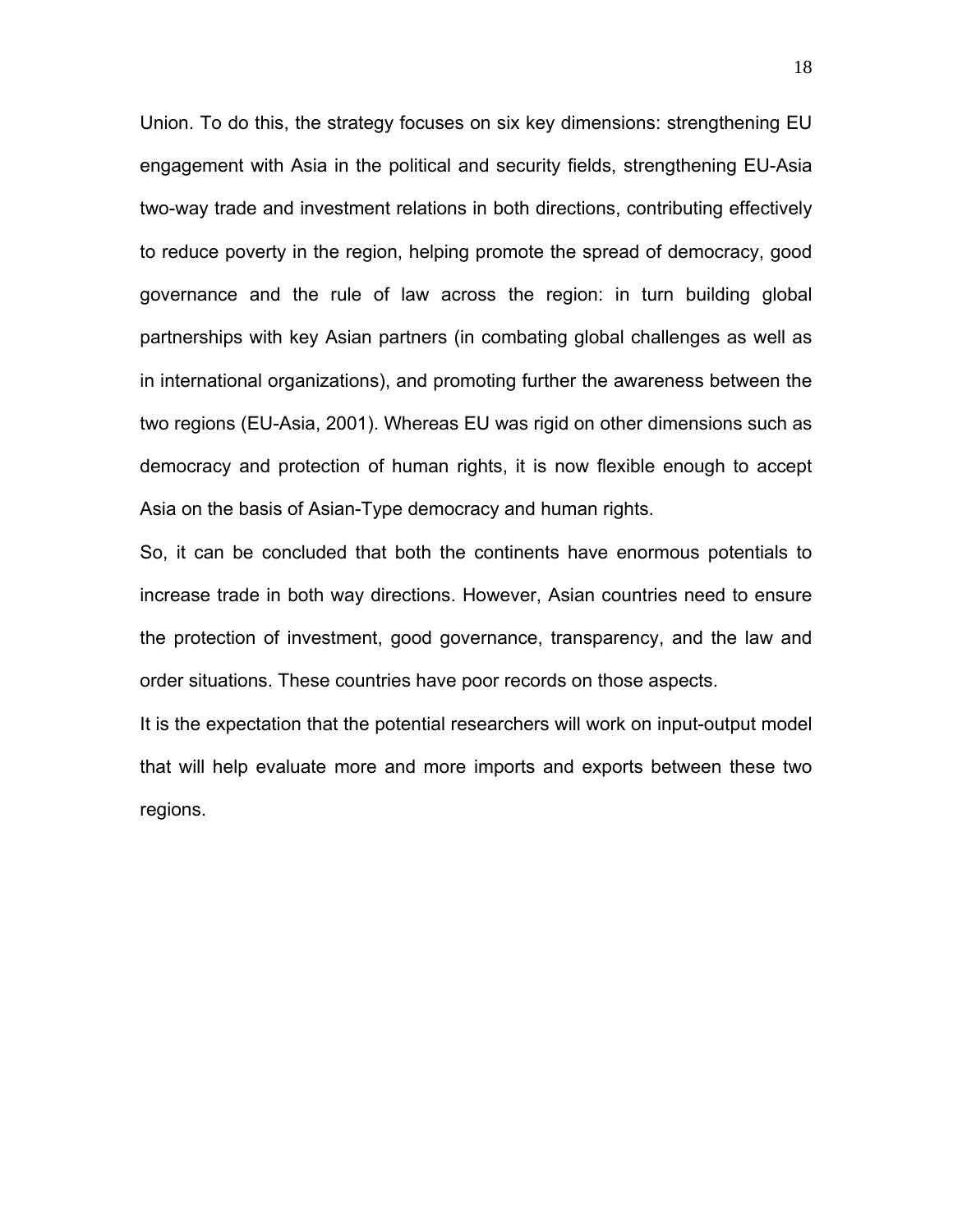Union. To do this, the strategy focuses on six key dimensions: strengthening EU engagement with Asia in the political and security fields, strengthening EU-Asia two-way trade and investment relations in both directions, contributing effectively to reduce poverty in the region, helping promote the spread of democracy, good governance and the rule of law across the region: in turn building global partnerships with key Asian partners (in combating global challenges as well as in international organizations), and promoting further the awareness between the two regions (EU-Asia, 2001). Whereas EU was rigid on other dimensions such as democracy and protection of human rights, it is now flexible enough to accept Asia on the basis of Asian-Type democracy and human rights.

So, it can be concluded that both the continents have enormous potentials to increase trade in both way directions. However, Asian countries need to ensure the protection of investment, good governance, transparency, and the law and order situations. These countries have poor records on those aspects.

It is the expectation that the potential researchers will work on input-output model that will help evaluate more and more imports and exports between these two regions.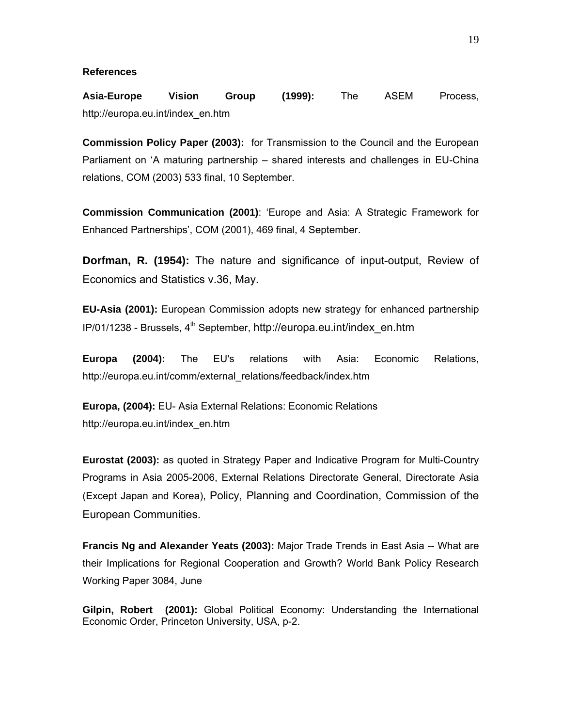**References**

**Asia-Europe Vision Group (1999):** The ASEM Process, http://europa.eu.int/index_en.htm

**Commission Policy Paper (2003):** for Transmission to the Council and the European Parliament on 'A maturing partnership – shared interests and challenges in EU-China relations, COM (2003) 533 final, 10 September.

**Commission Communication (2001)**: 'Europe and Asia: A Strategic Framework for Enhanced Partnerships', COM (2001), 469 final, 4 September.

**Dorfman, R. (1954):** The nature and significance of input-output, Review of Economics and Statistics v.36, May.

**EU-Asia (2001):** European Commission adopts new strategy for enhanced partnership IP/01/1238 - Brussels, 4th September, http://europa.eu.int/index_en.htm

**Europa (2004):** The EU's relations with Asia: Economic Relations, http://europa.eu.int/comm/external_relations/feedback/index.htm

**Europa, (2004):** EU- Asia External Relations: Economic Relations http://europa.eu.int/index_en.htm

**Eurostat (2003):** as quoted in Strategy Paper and Indicative Program for Multi-Country Programs in Asia 2005-2006, External Relations Directorate General, Directorate Asia (Except Japan and Korea), Policy, Planning and Coordination, Commission of the European Communities.

**Francis Ng and Alexander Yeats (2003):** Major Trade Trends in East Asia -- What are their Implications for Regional Cooperation and Growth? World Bank Policy Research Working Paper 3084, June

**Gilpin, Robert (2001):** Global Political Economy: Understanding the International Economic Order, Princeton University, USA, p-2.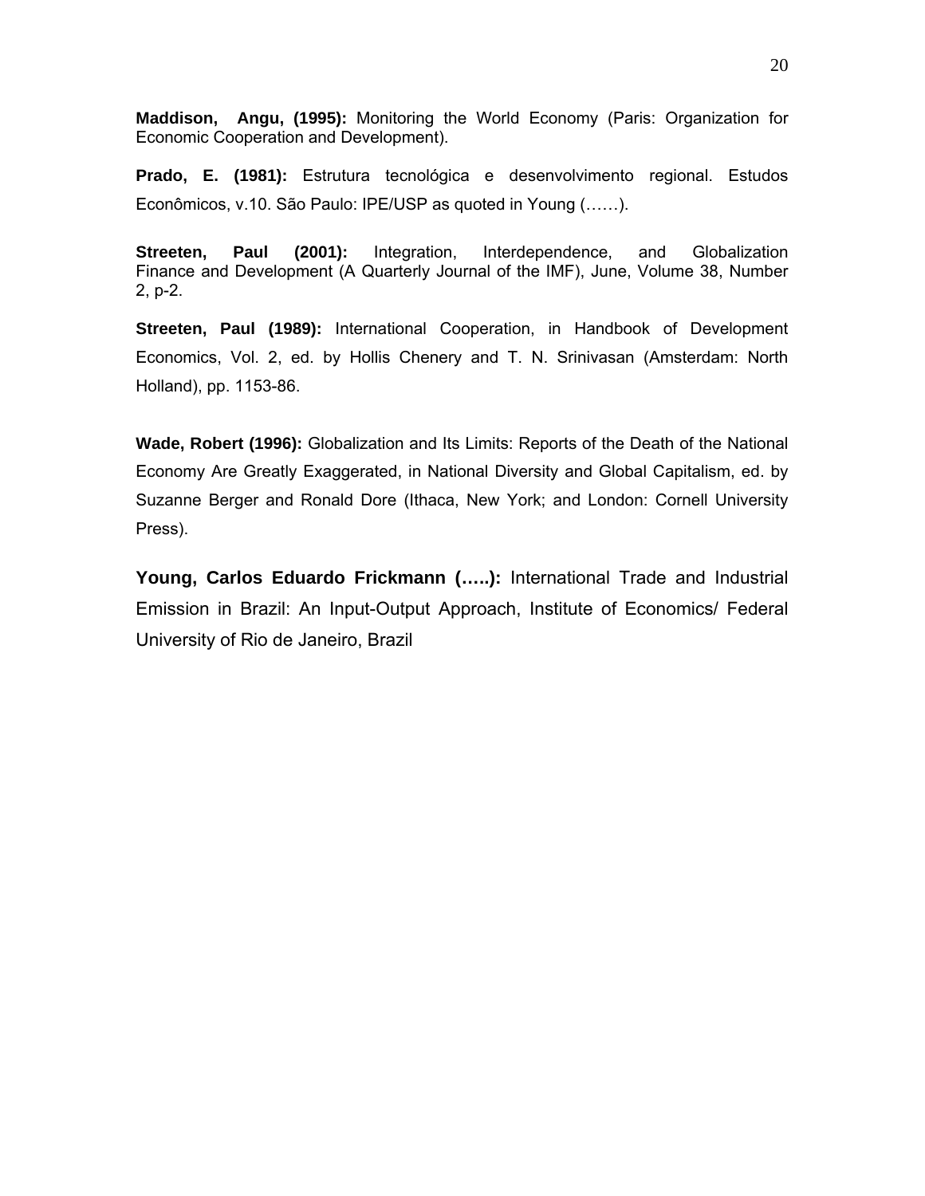**Maddison, Angu, (1995):** Monitoring the World Economy (Paris: Organization for Economic Cooperation and Development).

**Prado, E. (1981):** Estrutura tecnológica e desenvolvimento regional. Estudos Econômicos, v.10. São Paulo: IPE/USP as quoted in Young (……).

**Streeten, Paul (2001):** Integration, Interdependence, and Globalization Finance and Development (A Quarterly Journal of the IMF), June, Volume 38, Number 2, p-2.

**Streeten, Paul (1989):** International Cooperation, in Handbook of Development Economics, Vol. 2, ed. by Hollis Chenery and T. N. Srinivasan (Amsterdam: North Holland), pp. 1153-86.

**Wade, Robert (1996):** Globalization and Its Limits: Reports of the Death of the National Economy Are Greatly Exaggerated, in National Diversity and Global Capitalism, ed. by Suzanne Berger and Ronald Dore (Ithaca, New York; and London: Cornell University Press).

**Young, Carlos Eduardo Frickmann (…..):** International Trade and Industrial Emission in Brazil: An Input-Output Approach, Institute of Economics/ Federal University of Rio de Janeiro, Brazil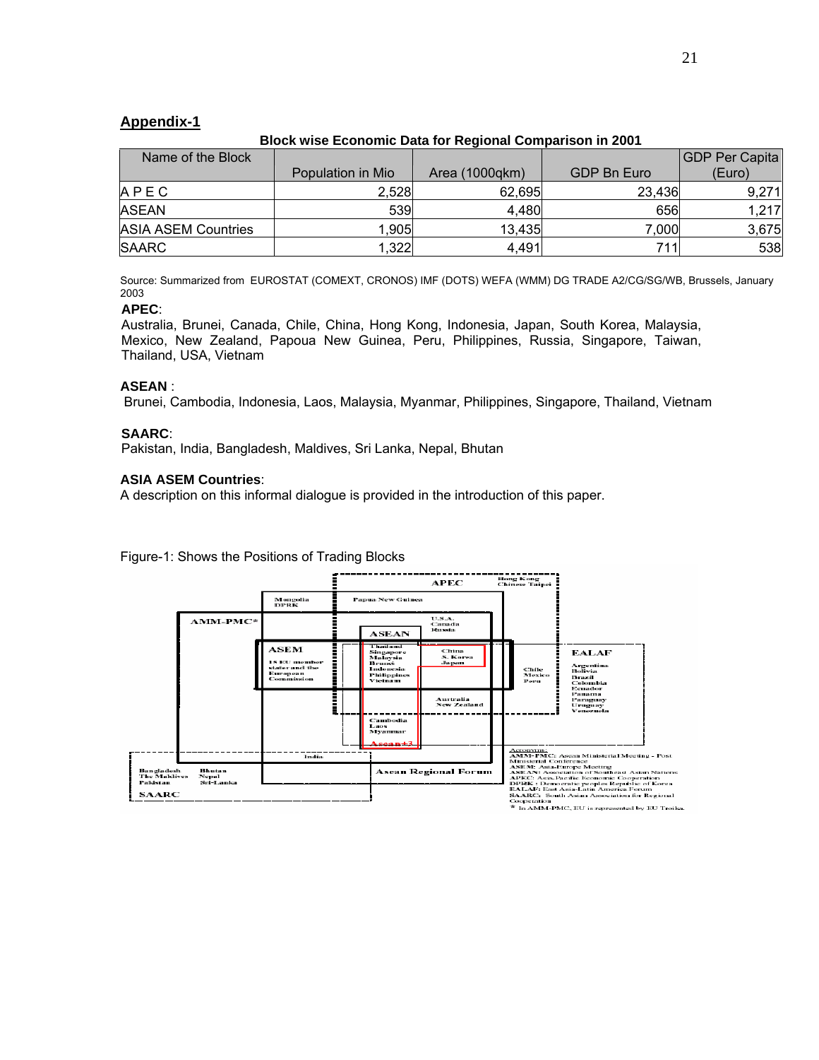## Appendix-1

**Block wise Economic Data for Regional Comparison in 2001**

| Name of the Block | Population in Mio | Area (1000qkm) | GDP Bn Euro | GDP Per Capita (Euro) |
|---|---|---|---|---|
| A P E C | 2,528 | 62,695 | 23,436 | 9,271 |
| ASEAN | 539 | 4,480 | 656 | 1,217 |
| ASIA ASEM Countries | 1,905 | 13,435 | 7,000 | 3,675 |
| SAARC | 1,322 | 4,491 | 711 | 538 |

Source: Summarized from EUROSTAT (COMEXT, CRONOS) IMF (DOTS) WEFA (WMM) DG TRADE A2/CG/SG/WB, Brussels, January 2003

**APEC**:
Australia, Brunei, Canada, Chile, China, Hong Kong, Indonesia, Japan, South Korea, Malaysia, Mexico, New Zealand, Papoua New Guinea, Peru, Philippines, Russia, Singapore, Taiwan, Thailand, USA, Vietnam

**ASEAN** :
Brunei, Cambodia, Indonesia, Laos, Malaysia, Myanmar, Philippines, Singapore, Thailand, Vietnam

**SAARC**:
Pakistan, India, Bangladesh, Maldives, Sri Lanka, Nepal, Bhutan

**ASIA ASEM Countries**:
A description on this informal dialogue is provided in the introduction of this paper.

Figure-1: Shows the Positions of Trading Blocks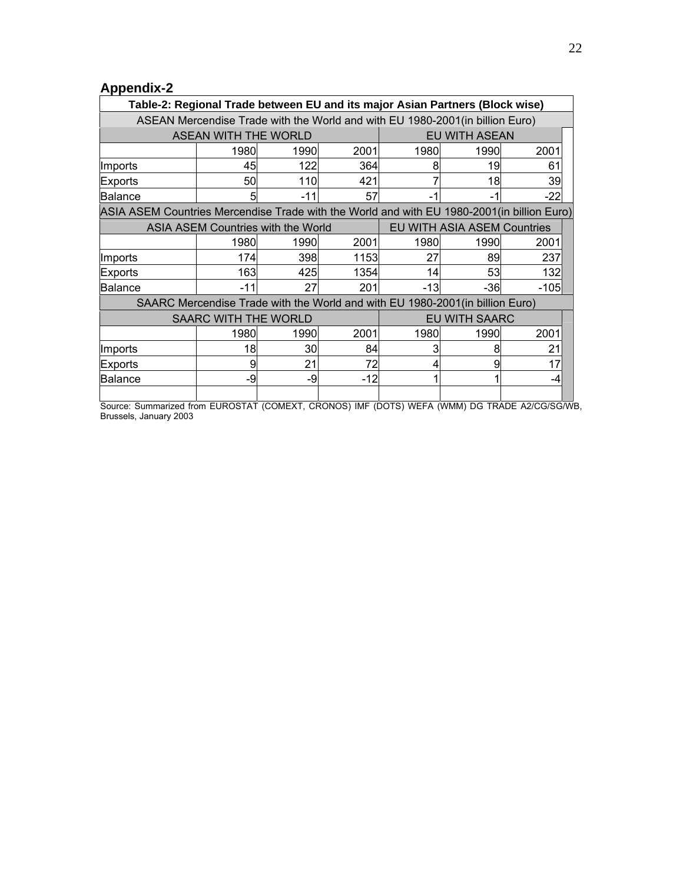## Appendix-2

**Table-2: Regional Trade between EU and its major Asian Partners (Block wise)**

| ASEAN Mercendise Trade with the World and with EU 1980-2001(in billion Euro) | | | | | | |
|---|---|---|---|---|---|---|
| | ASEAN WITH THE WORLD | | | EU WITH ASEAN | | |
| | 1980 | 1990 | 2001 | 1980 | 1990 | 2001 |
| Imports | 45 | 122 | 364 | 8 | 19 | 61 |
| Exports | 50 | 110 | 421 | 7 | 18 | 39 |
| Balance | 5 | -11 | 57 | -1 | -1 | -22 |
| **ASIA ASEM Countries Mercendise Trade with the World and with EU 1980-2001(in billion Euro)** | | | | | | |
| | ASIA ASEM Countries with the World | | | EU WITH ASIA ASEM Countries | | |
| | 1980 | 1990 | 2001 | 1980 | 1990 | 2001 |
| Imports | 174 | 398 | 1153 | 27 | 89 | 237 |
| Exports | 163 | 425 | 1354 | 14 | 53 | 132 |
| Balance | -11 | 27 | 201 | -13 | -36 | -105 |
| **SAARC Mercendise Trade with the World and with EU 1980-2001(in billion Euro)** | | | | | | |
| | SAARC WITH THE WORLD | | | EU WITH SAARC | | |
| | 1980 | 1990 | 2001 | 1980 | 1990 | 2001 |
| Imports | 18 | 30 | 84 | 3 | 8 | 21 |
| Exports | 9 | 21 | 72 | 4 | 9 | 17 |
| Balance | -9 | -9 | -12 | 1 | 1 | -4 |

Source: Summarized from EUROSTAT (COMEXT, CRONOS) IMF (DOTS) WEFA (WMM) DG TRADE A2/CG/SG/WB, Brussels, January 2003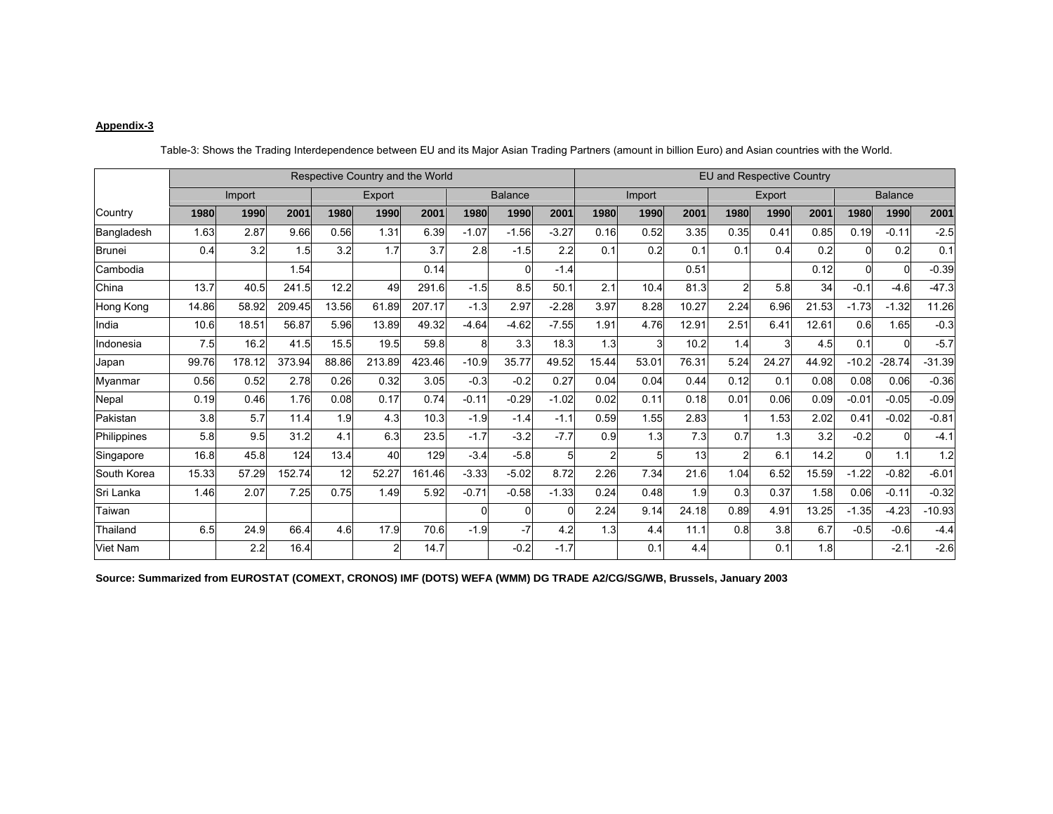**Appendix-3**

Table-3: Shows the Trading Interdependence between EU and its Major Asian Trading Partners (amount in billion Euro) and Asian countries with the World.

| | Respective Country and the World | | | | | | | | | EU and Respective Country | | | | | | | | |
|---|---|---|---|---|---|---|---|---|---|---|---|---|---|---|---|---|---|---|
| | Import | | | Export | | | Balance | | | Import | | | Export | | | Balance | | |
| Country | **1980** | **1990** | **2001** | **1980** | **1990** | **2001** | **1980** | **1990** | **2001** | **1980** | **1990** | **2001** | **1980** | **1990** | **2001** | **1980** | **1990** | **2001** |
| Bangladesh | 1.63 | 2.87 | 9.66 | 0.56 | 1.31 | 6.39 | -1.07 | -1.56 | -3.27 | 0.16 | 0.52 | 3.35 | 0.35 | 0.41 | 0.85 | 0.19 | -0.11 | -2.5 |
| Brunei | 0.4 | 3.2 | 1.5 | 3.2 | 1.7 | 3.7 | 2.8 | -1.5 | 2.2 | 0.1 | 0.2 | 0.1 | 0.1 | 0.4 | 0.2 | 0 | 0.2 | 0.1 |
| Cambodia | | | 1.54 | | | 0.14 | | 0 | -1.4 | | | 0.51 | | | 0.12 | 0 | 0 | -0.39 |
| China | 13.7 | 40.5 | 241.5 | 12.2 | 49 | 291.6 | -1.5 | 8.5 | 50.1 | 2.1 | 10.4 | 81.3 | 2 | 5.8 | 34 | -0.1 | -4.6 | -47.3 |
| Hong Kong | 14.86 | 58.92 | 209.45 | 13.56 | 61.89 | 207.17 | -1.3 | 2.97 | -2.28 | 3.97 | 8.28 | 10.27 | 2.24 | 6.96 | 21.53 | -1.73 | -1.32 | 11.26 |
| India | 10.6 | 18.51 | 56.87 | 5.96 | 13.89 | 49.32 | -4.64 | -4.62 | -7.55 | 1.91 | 4.76 | 12.91 | 2.51 | 6.41 | 12.61 | 0.6 | 1.65 | -0.3 |
| Indonesia | 7.5 | 16.2 | 41.5 | 15.5 | 19.5 | 59.8 | 8 | 3.3 | 18.3 | 1.3 | 3 | 10.2 | 1.4 | 3 | 4.5 | 0.1 | 0 | -5.7 |
| Japan | 99.76 | 178.12 | 373.94 | 88.86 | 213.89 | 423.46 | -10.9 | 35.77 | 49.52 | 15.44 | 53.01 | 76.31 | 5.24 | 24.27 | 44.92 | -10.2 | -28.74 | -31.39 |
| Myanmar | 0.56 | 0.52 | 2.78 | 0.26 | 0.32 | 3.05 | -0.3 | -0.2 | 0.27 | 0.04 | 0.04 | 0.44 | 0.12 | 0.1 | 0.08 | 0.08 | 0.06 | -0.36 |
| Nepal | 0.19 | 0.46 | 1.76 | 0.08 | 0.17 | 0.74 | -0.11 | -0.29 | -1.02 | 0.02 | 0.11 | 0.18 | 0.01 | 0.06 | 0.09 | -0.01 | -0.05 | -0.09 |
| Pakistan | 3.8 | 5.7 | 11.4 | 1.9 | 4.3 | 10.3 | -1.9 | -1.4 | -1.1 | 0.59 | 1.55 | 2.83 | 1 | 1.53 | 2.02 | 0.41 | -0.02 | -0.81 |
| Philippines | 5.8 | 9.5 | 31.2 | 4.1 | 6.3 | 23.5 | -1.7 | -3.2 | -7.7 | 0.9 | 1.3 | 7.3 | 0.7 | 1.3 | 3.2 | -0.2 | 0 | -4.1 |
| Singapore | 16.8 | 45.8 | 124 | 13.4 | 40 | 129 | -3.4 | -5.8 | 5 | 2 | 5 | 13 | 2 | 6.1 | 14.2 | 0 | 1.1 | 1.2 |
| South Korea | 15.33 | 57.29 | 152.74 | 12 | 52.27 | 161.46 | -3.33 | -5.02 | 8.72 | 2.26 | 7.34 | 21.6 | 1.04 | 6.52 | 15.59 | -1.22 | -0.82 | -6.01 |
| Sri Lanka | 1.46 | 2.07 | 7.25 | 0.75 | 1.49 | 5.92 | -0.71 | -0.58 | -1.33 | 0.24 | 0.48 | 1.9 | 0.3 | 0.37 | 1.58 | 0.06 | -0.11 | -0.32 |
| Taiwan | | | | | | | 0 | 0 | 0 | 2.24 | 9.14 | 24.18 | 0.89 | 4.91 | 13.25 | -1.35 | -4.23 | -10.93 |
| Thailand | 6.5 | 24.9 | 66.4 | 4.6 | 17.9 | 70.6 | -1.9 | -7 | 4.2 | 1.3 | 4.4 | 11.1 | 0.8 | 3.8 | 6.7 | -0.5 | -0.6 | -4.4 |
| Viet Nam | | 2.2 | 16.4 | | 2 | 14.7 | | -0.2 | -1.7 | | 0.1 | 4.4 | | 0.1 | 1.8 | | -2.1 | -2.6 |

**Source: Summarized from EUROSTAT (COMEXT, CRONOS) IMF (DOTS) WEFA (WMM) DG TRADE A2/CG/SG/WB, Brussels, January 2003**